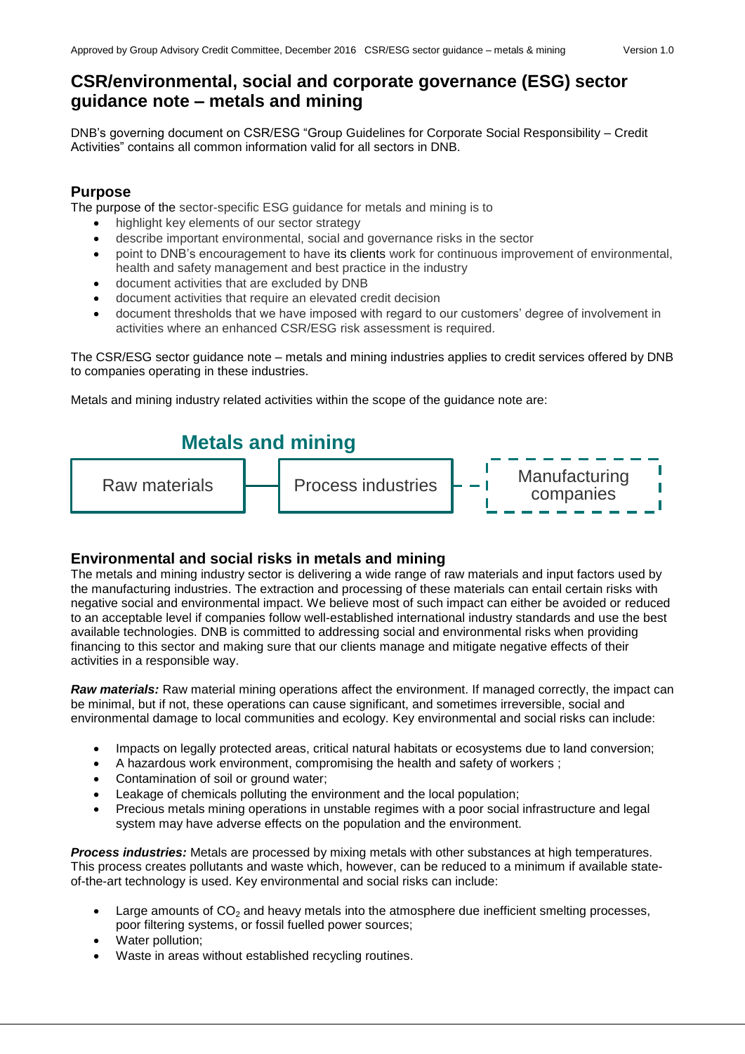# CSR/environmental, social and corporate governance (ESG) sector guidance note – metals and mining

DNB's governing document on CSR/ESG "Group Guidelines for Corporate Social Responsibility – Credit Activities" contains all common information valid for all sectors in DNB.

## Purpose

The purpose of the sector-specific ESG guidance for metals and mining is to

- highlight key elements of our sector strategy
- describe important environmental, social and governance risks in the sector
- point to DNB's encouragement to have its clients work for continuous improvement of environmental, health and safety management and best practice in the industry
- document activities that are excluded by DNB
- document activities that require an elevated credit decision
- document thresholds that we have imposed with regard to our customers' degree of involvement in activities where an enhanced CSR/ESG risk assessment is required.

The CSR/ESG sector guidance note – metals and mining industries applies to credit services offered by DNB to companies operating in these industries.

Metals and mining industry related activities within the scope of the guidance note are:

**Metals and mining**

Raw materials — Process industries - - Manufacturing companies

## Environmental and social risks in metals and mining

The metals and mining industry sector is delivering a wide range of raw materials and input factors used by the manufacturing industries. The extraction and processing of these materials can entail certain risks with negative social and environmental impact. We believe most of such impact can either be avoided or reduced to an acceptable level if companies follow well-established international industry standards and use the best available technologies. DNB is committed to addressing social and environmental risks when providing financing to this sector and making sure that our clients manage and mitigate negative effects of their activities in a responsible way.

***Raw materials:*** Raw material mining operations affect the environment. If managed correctly, the impact can be minimal, but if not, these operations can cause significant, and sometimes irreversible, social and environmental damage to local communities and ecology. Key environmental and social risks can include:

- Impacts on legally protected areas, critical natural habitats or ecosystems due to land conversion;
- A hazardous work environment, compromising the health and safety of workers ;
- Contamination of soil or ground water;
- Leakage of chemicals polluting the environment and the local population;
- Precious metals mining operations in unstable regimes with a poor social infrastructure and legal system may have adverse effects on the population and the environment.

***Process industries:*** Metals are processed by mixing metals with other substances at high temperatures. This process creates pollutants and waste which, however, can be reduced to a minimum if available state-of-the-art technology is used. Key environmental and social risks can include:

- Large amounts of $CO_2$ and heavy metals into the atmosphere due inefficient smelting processes, poor filtering systems, or fossil fuelled power sources;
- Water pollution;
- Waste in areas without established recycling routines.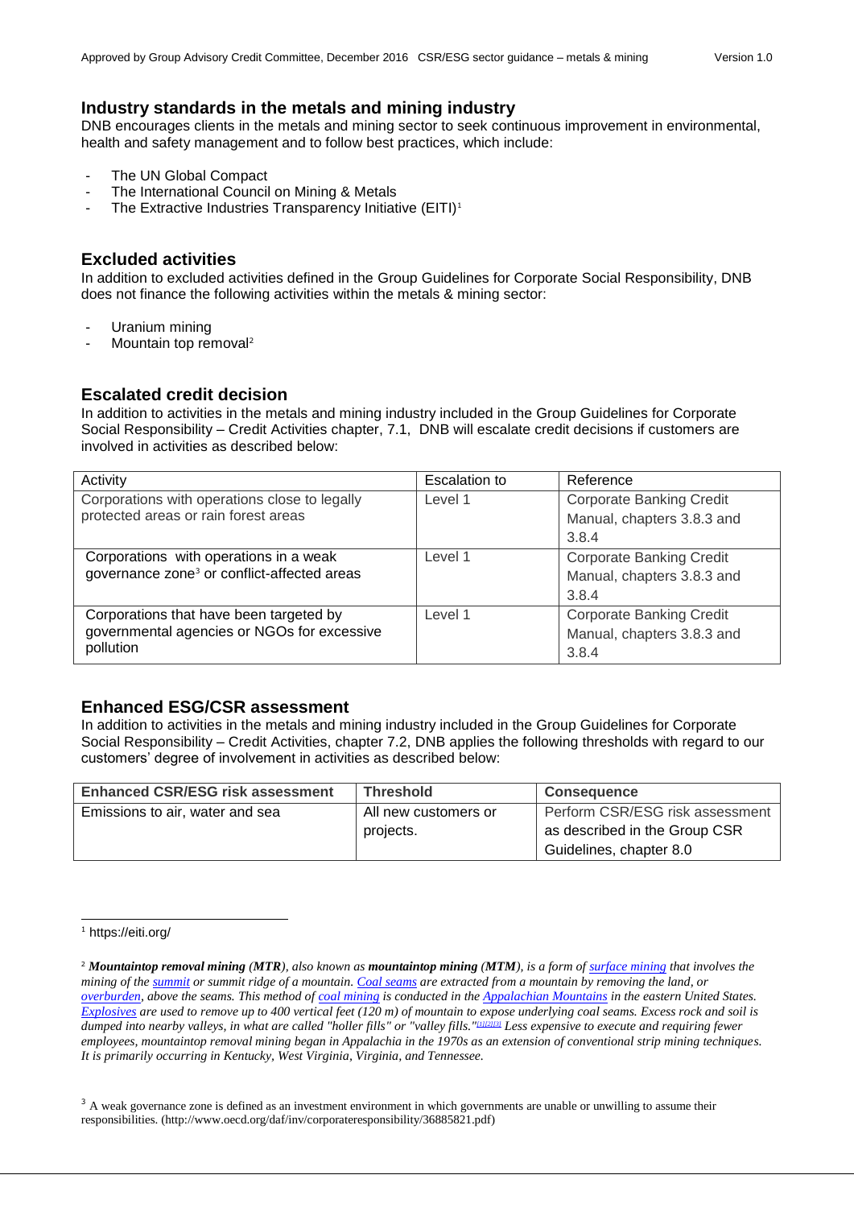## Industry standards in the metals and mining industry

DNB encourages clients in the metals and mining sector to seek continuous improvement in environmental, health and safety management and to follow best practices, which include:

- The UN Global Compact
- The International Council on Mining & Metals
- The Extractive Industries Transparency Initiative (EITI)[1]

## Excluded activities

In addition to excluded activities defined in the Group Guidelines for Corporate Social Responsibility, DNB does not finance the following activities within the metals & mining sector:

- Uranium mining
- Mountain top removal[2]

## Escalated credit decision

In addition to activities in the metals and mining industry included in the Group Guidelines for Corporate Social Responsibility – Credit Activities chapter, 7.1, DNB will escalate credit decisions if customers are involved in activities as described below:

| Activity | Escalation to | Reference |
|---|---|---|
| Corporations with operations close to legally protected areas or rain forest areas | Level 1 | Corporate Banking Credit Manual, chapters 3.8.3 and 3.8.4 |
| Corporations with operations in a weak governance zone[3] or conflict-affected areas | Level 1 | Corporate Banking Credit Manual, chapters 3.8.3 and 3.8.4 |
| Corporations that have been targeted by governmental agencies or NGOs for excessive pollution | Level 1 | Corporate Banking Credit Manual, chapters 3.8.3 and 3.8.4 |

## Enhanced ESG/CSR assessment

In addition to activities in the metals and mining industry included in the Group Guidelines for Corporate Social Responsibility – Credit Activities, chapter 7.2, DNB applies the following thresholds with regard to our customers' degree of involvement in activities as described below:

| Enhanced CSR/ESG risk assessment | Threshold | Consequence |
|---|---|---|
| Emissions to air, water and sea | All new customers or projects. | Perform CSR/ESG risk assessment as described in the Group CSR Guidelines, chapter 8.0 |

[1] https://eiti.org/

[2] ***Mountaintop removal mining (MTR)**, also known as **mountaintop mining (MTM)**, is a form of surface mining that involves the mining of the summit or summit ridge of a mountain. Coal seams are extracted from a mountain by removing the land, or overburden, above the seams. This method of coal mining is conducted in the Appalachian Mountains in the eastern United States. Explosives are used to remove up to 400 vertical feet (120 m) of mountain to expose underlying coal seams. Excess rock and soil is dumped into nearby valleys, in what are called "holler fills" or "valley fills."[1][2][3] Less expensive to execute and requiring fewer employees, mountaintop removal mining began in Appalachia in the 1970s as an extension of conventional strip mining techniques. It is primarily occurring in Kentucky, West Virginia, Virginia, and Tennessee.*

[3] A weak governance zone is defined as an investment environment in which governments are unable or unwilling to assume their responsibilities. (http://www.oecd.org/daf/inv/corporateresponsibility/36885821.pdf)